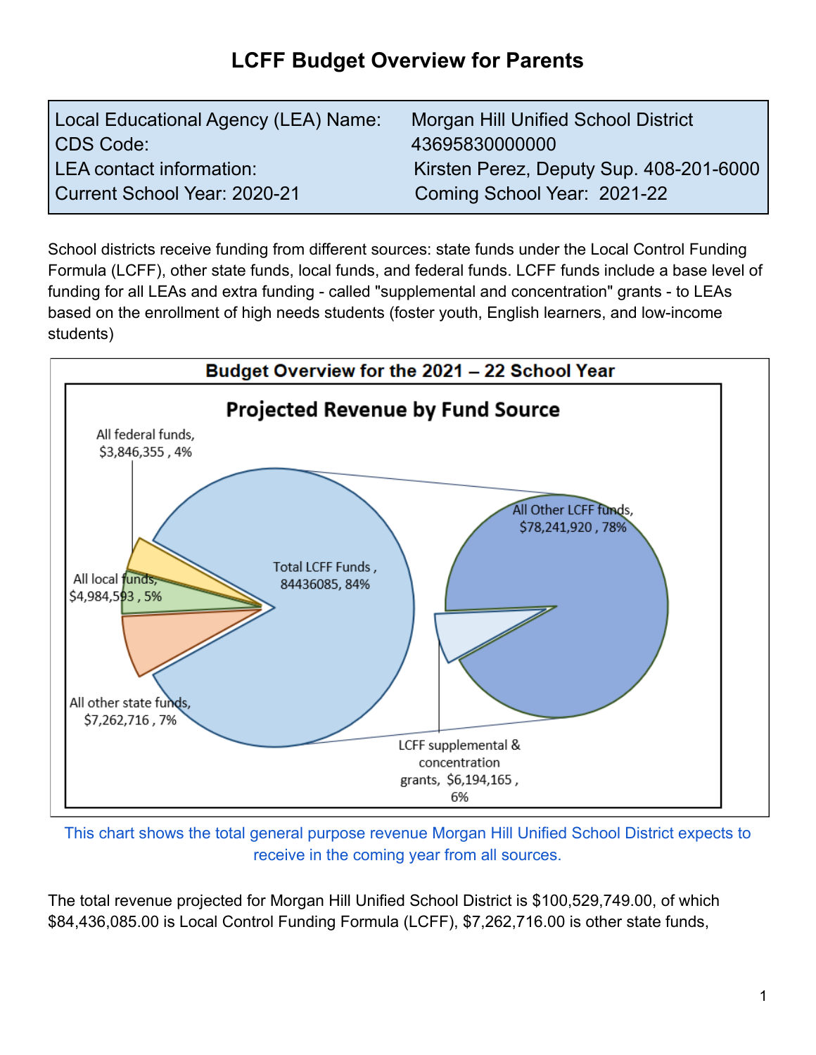# LCFF Budget Overview for Parents

| Local Educational Agency (LEA) Name: | Morgan Hill Unified School District |
|---|---|
| CDS Code: | 43695830000000 |
| LEA contact information: | Kirsten Perez, Deputy Sup. 408-201-6000 |
| Current School Year: 2020-21 | Coming School Year: 2021-22 |

School districts receive funding from different sources: state funds under the Local Control Funding Formula (LCFF), other state funds, local funds, and federal funds. LCFF funds include a base level of funding for all LEAs and extra funding - called "supplemental and concentration" grants - to LEAs based on the enrollment of high needs students (foster youth, English learners, and low-income students)

**Budget Overview for the 2021 – 22 School Year**

**Projected Revenue by Fund Source**

- All federal funds, $3,846,355 , 4%
- All local funds, $4,984,593 , 5%
- All other state funds, $7,262,716 , 7%
- Total LCFF Funds , 84436085, 84%
  - All Other LCFF funds, $78,241,920 , 78%
  - LCFF supplemental & concentration grants, $6,194,165 , 6%

This chart shows the total general purpose revenue Morgan Hill Unified School District expects to receive in the coming year from all sources.

The total revenue projected for Morgan Hill Unified School District is $100,529,749.00, of which $84,436,085.00 is Local Control Funding Formula (LCFF), $7,262,716.00 is other state funds,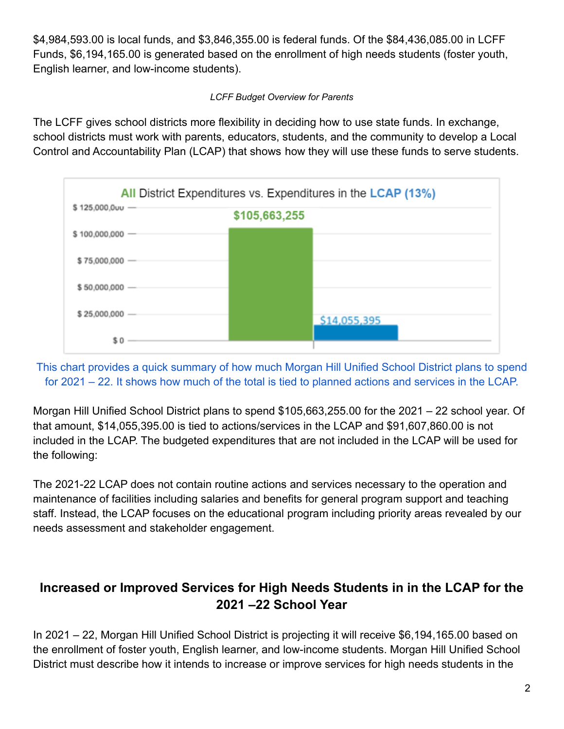$4,984,593.00 is local funds, and $3,846,355.00 is federal funds. Of the $84,436,085.00 in LCFF Funds, $6,194,165.00 is generated based on the enrollment of high needs students (foster youth, English learner, and low-income students).

*LCFF Budget Overview for Parents*

The LCFF gives school districts more flexibility in deciding how to use state funds. In exchange, school districts must work with parents, educators, students, and the community to develop a Local Control and Accountability Plan (LCAP) that shows how they will use these funds to serve students.

**All District Expenditures vs. Expenditures in the LCAP (13%)**

| | Amount |
|---|---|
| All District Expenditures | $105,663,255 |
| Expenditures in the LCAP | $14,055,395 |

This chart provides a quick summary of how much Morgan Hill Unified School District plans to spend for 2021 – 22. It shows how much of the total is tied to planned actions and services in the LCAP.

Morgan Hill Unified School District plans to spend $105,663,255.00 for the 2021 – 22 school year. Of that amount, $14,055,395.00 is tied to actions/services in the LCAP and $91,607,860.00 is not included in the LCAP. The budgeted expenditures that are not included in the LCAP will be used for the following:

The 2021-22 LCAP does not contain routine actions and services necessary to the operation and maintenance of facilities including salaries and benefits for general program support and teaching staff. Instead, the LCAP focuses on the educational program including priority areas revealed by our needs assessment and stakeholder engagement.

## Increased or Improved Services for High Needs Students in in the LCAP for the 2021 –22 School Year

In 2021 – 22, Morgan Hill Unified School District is projecting it will receive $6,194,165.00 based on the enrollment of foster youth, English learner, and low-income students. Morgan Hill Unified School District must describe how it intends to increase or improve services for high needs students in the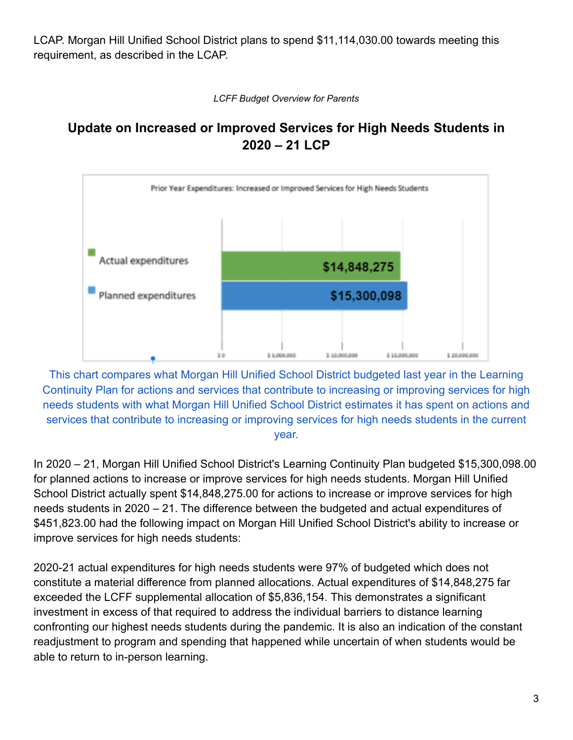LCAP. Morgan Hill Unified School District plans to spend $11,114,030.00 towards meeting this requirement, as described in the LCAP.

*LCFF Budget Overview for Parents*

## Update on Increased or Improved Services for High Needs Students in 2020 – 21 LCP

Prior Year Expenditures: Increased or Improved Services for High Needs Students

Actual expenditures
$14,848,275

Planned expenditures
$15,300,098

$ 0
$ 5,000,000
$ 10,000,000
$ 15,000,000
$ 20,000,000

This chart compares what Morgan Hill Unified School District budgeted last year in the Learning Continuity Plan for actions and services that contribute to increasing or improving services for high needs students with what Morgan Hill Unified School District estimates it has spent on actions and services that contribute to increasing or improving services for high needs students in the current year.

In 2020 – 21, Morgan Hill Unified School District's Learning Continuity Plan budgeted $15,300,098.00 for planned actions to increase or improve services for high needs students. Morgan Hill Unified School District actually spent $14,848,275.00 for actions to increase or improve services for high needs students in 2020 – 21. The difference between the budgeted and actual expenditures of $451,823.00 had the following impact on Morgan Hill Unified School District's ability to increase or improve services for high needs students:

2020-21 actual expenditures for high needs students were 97% of budgeted which does not constitute a material difference from planned allocations. Actual expenditures of $14,848,275 far exceeded the LCFF supplemental allocation of $5,836,154. This demonstrates a significant investment in excess of that required to address the individual barriers to distance learning confronting our highest needs students during the pandemic. It is also an indication of the constant readjustment to program and spending that happened while uncertain of when students would be able to return to in-person learning.